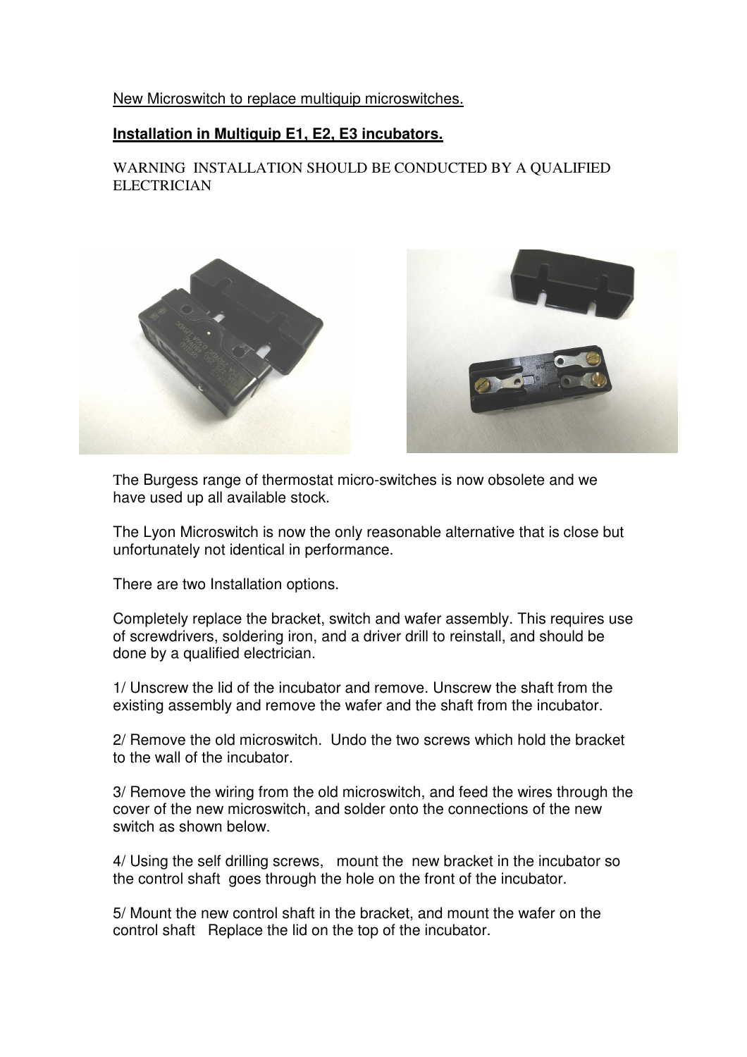New Microswitch to replace multiquip microswitches.

## **Installation in Multiquip E1, E2, E3 incubators.**

WARNING INSTALLATION SHOULD BE CONDUCTED BY A QUALIFIED ELECTRICIAN

The Burgess range of thermostat micro-switches is now obsolete and we have used up all available stock.

The Lyon Microswitch is now the only reasonable alternative that is close but unfortunately not identical in performance.

There are two Installation options.

Completely replace the bracket, switch and wafer assembly. This requires use of screwdrivers, soldering iron, and a driver drill to reinstall, and should be done by a qualified electrician.

1/ Unscrew the lid of the incubator and remove. Unscrew the shaft from the existing assembly and remove the wafer and the shaft from the incubator.

2/ Remove the old microswitch. Undo the two screws which hold the bracket to the wall of the incubator.

3/ Remove the wiring from the old microswitch, and feed the wires through the cover of the new microswitch, and solder onto the connections of the new switch as shown below.

4/ Using the self drilling screws, mount the new bracket in the incubator so the control shaft goes through the hole on the front of the incubator.

5/ Mount the new control shaft in the bracket, and mount the wafer on the control shaft Replace the lid on the top of the incubator.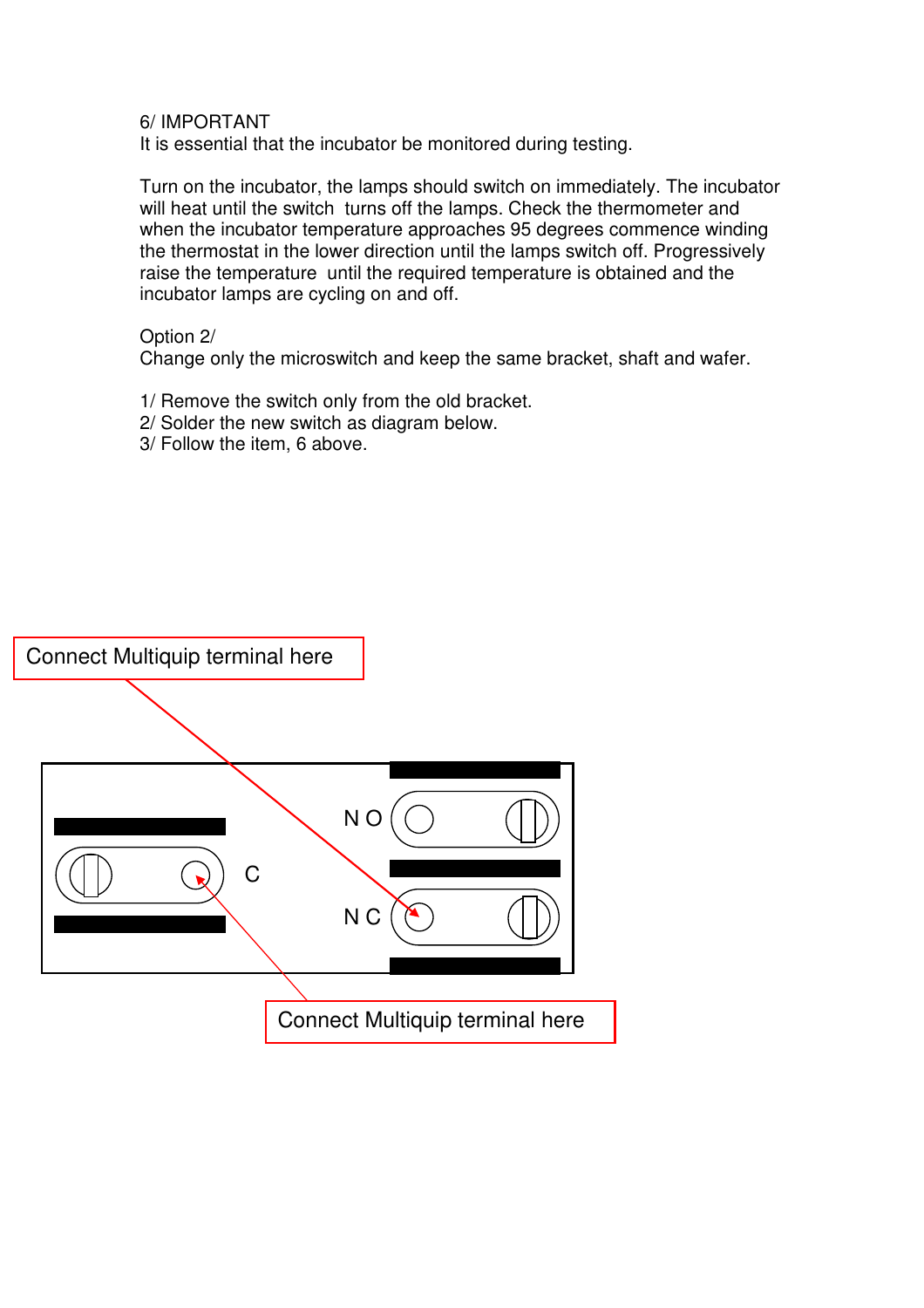6/ IMPORTANT

It is essential that the incubator be monitored during testing.

Turn on the incubator, the lamps should switch on immediately. The incubator will heat until the switch turns off the lamps. Check the thermometer and when the incubator temperature approaches 95 degrees commence winding the thermostat in the lower direction until the lamps switch off. Progressively raise the temperature until the required temperature is obtained and the incubator lamps are cycling on and off.

Option 2/

Change only the microswitch and keep the same bracket, shaft and wafer.

1/ Remove the switch only from the old bracket.
2/ Solder the new switch as diagram below.
3/ Follow the item, 6 above.

Connect Multiquip terminal here

N O

C

N C

Connect Multiquip terminal here